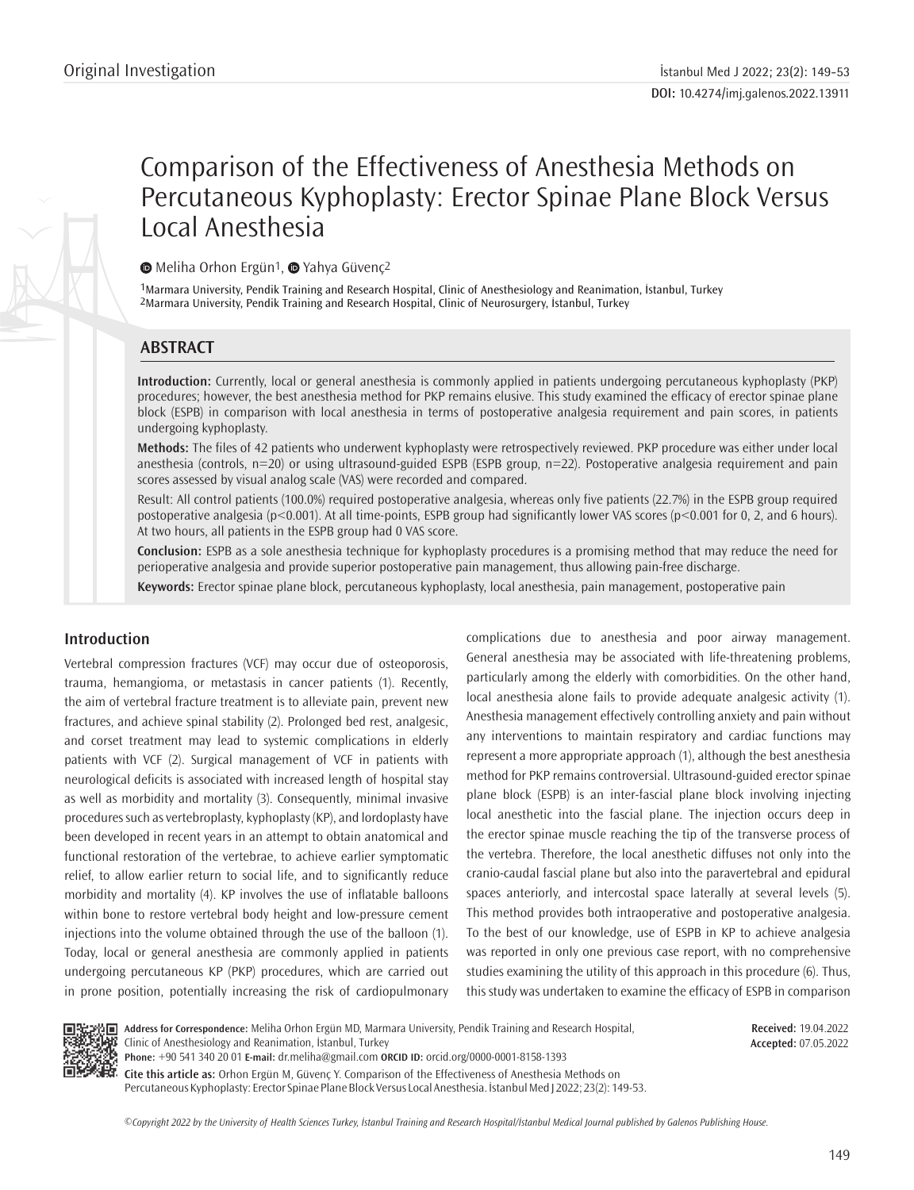Original Investigation

DOI: 10.4274/imj.galenos.2022.13911

# Comparison of the Effectiveness of Anesthesia Methods on Percutaneous Kyphoplasty: Erector Spinae Plane Block Versus Local Anesthesia

Meliha Orhon Ergün[1], Yahya Güvenç[2]

[1]Marmara University, Pendik Training and Research Hospital, Clinic of Anesthesiology and Reanimation, İstanbul, Turkey
[2]Marmara University, Pendik Training and Research Hospital, Clinic of Neurosurgery, İstanbul, Turkey

## ABSTRACT

**Introduction:** Currently, local or general anesthesia is commonly applied in patients undergoing percutaneous kyphoplasty (PKP) procedures; however, the best anesthesia method for PKP remains elusive. This study examined the efficacy of erector spinae plane block (ESPB) in comparison with local anesthesia in terms of postoperative analgesia requirement and pain scores, in patients undergoing kyphoplasty.

**Methods:** The files of 42 patients who underwent kyphoplasty were retrospectively reviewed. PKP procedure was either under local anesthesia (controls, n=20) or using ultrasound-guided ESPB (ESPB group, n=22). Postoperative analgesia requirement and pain scores assessed by visual analog scale (VAS) were recorded and compared.

Result: All control patients (100.0%) required postoperative analgesia, whereas only five patients (22.7%) in the ESPB group required postoperative analgesia ($p<0.001$). At all time-points, ESPB group had significantly lower VAS scores ($p<0.001$ for 0, 2, and 6 hours). At two hours, all patients in the ESPB group had 0 VAS score.

**Conclusion:** ESPB as a sole anesthesia technique for kyphoplasty procedures is a promising method that may reduce the need for perioperative analgesia and provide superior postoperative pain management, thus allowing pain-free discharge.

**Keywords:** Erector spinae plane block, percutaneous kyphoplasty, local anesthesia, pain management, postoperative pain

## Introduction

Vertebral compression fractures (VCF) may occur due of osteoporosis, trauma, hemangioma, or metastasis in cancer patients (1). Recently, the aim of vertebral fracture treatment is to alleviate pain, prevent new fractures, and achieve spinal stability (2). Prolonged bed rest, analgesic, and corset treatment may lead to systemic complications in elderly patients with VCF (2). Surgical management of VCF in patients with neurological deficits is associated with increased length of hospital stay as well as morbidity and mortality (3). Consequently, minimal invasive procedures such as vertebroplasty, kyphoplasty (KP), and lordoplasty have been developed in recent years in an attempt to obtain anatomical and functional restoration of the vertebrae, to achieve earlier symptomatic relief, to allow earlier return to social life, and to significantly reduce morbidity and mortality (4). KP involves the use of inflatable balloons within bone to restore vertebral body height and low-pressure cement injections into the volume obtained through the use of the balloon (1). Today, local or general anesthesia are commonly applied in patients undergoing percutaneous KP (PKP) procedures, which are carried out in prone position, potentially increasing the risk of cardiopulmonary complications due to anesthesia and poor airway management. General anesthesia may be associated with life-threatening problems, particularly among the elderly with comorbidities. On the other hand, local anesthesia alone fails to provide adequate analgesic activity (1). Anesthesia management effectively controlling anxiety and pain without any interventions to maintain respiratory and cardiac functions may represent a more appropriate approach (1), although the best anesthesia method for PKP remains controversial. Ultrasound-guided erector spinae plane block (ESPB) is an inter-fascial plane block involving injecting local anesthetic into the fascial plane. The injection occurs deep in the erector spinae muscle reaching the tip of the transverse process of the vertebra. Therefore, the local anesthetic diffuses not only into the cranio-caudal fascial plane but also into the paravertebral and epidural spaces anteriorly, and intercostal space laterally at several levels (5). This method provides both intraoperative and postoperative analgesia. To the best of our knowledge, use of ESPB in KP to achieve analgesia was reported in only one previous case report, with no comprehensive studies examining the utility of this approach in this procedure (6). Thus, this study was undertaken to examine the efficacy of ESPB in comparison

**Address for Correspondence:** Meliha Orhon Ergün MD, Marmara University, Pendik Training and Research Hospital, Clinic of Anesthesiology and Reanimation, İstanbul, Turkey
**Phone:** +90 541 340 20 01 **E-mail:** dr.meliha@gmail.com **ORCID ID:** orcid.org/0000-0001-8158-1393

**Received:** 19.04.2022
**Accepted:** 07.05.2022

**Cite this article as:** Orhon Ergün M, Güvenç Y. Comparison of the Effectiveness of Anesthesia Methods on Percutaneous Kyphoplasty: Erector Spinae Plane Block Versus Local Anesthesia. İstanbul Med J 2022; 23(2): 149-53.

©Copyright 2022 by the University of Health Sciences Turkey, İstanbul Training and Research Hospital/İstanbul Medical Journal published by Galenos Publishing House.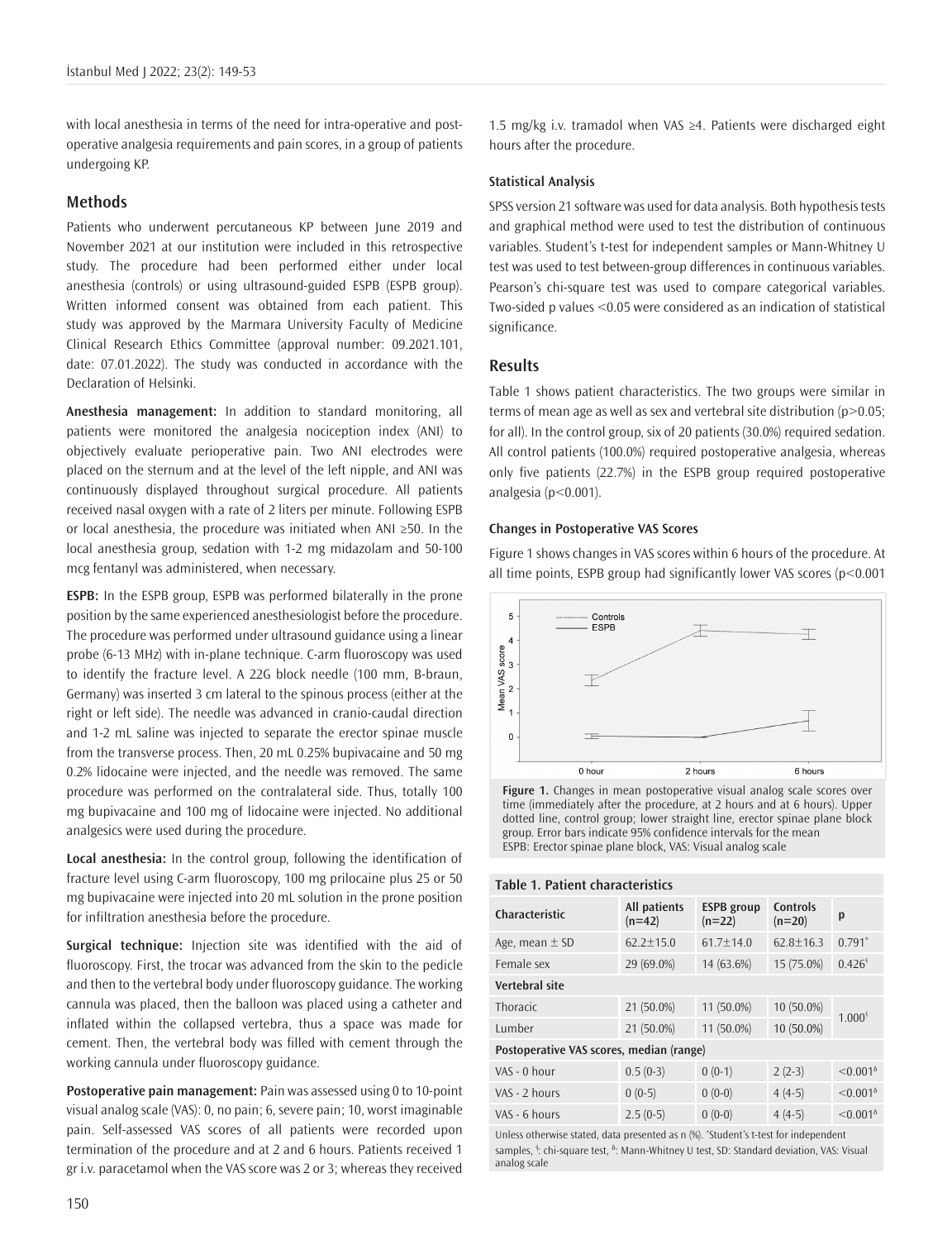with local anesthesia in terms of the need for intra-operative and post-operative analgesia requirements and pain scores, in a group of patients undergoing KP.

## Methods

Patients who underwent percutaneous KP between June 2019 and November 2021 at our institution were included in this retrospective study. The procedure had been performed either under local anesthesia (controls) or using ultrasound-guided ESPB (ESPB group). Written informed consent was obtained from each patient. This study was approved by the Marmara University Faculty of Medicine Clinical Research Ethics Committee (approval number: 09.2021.101, date: 07.01.2022). The study was conducted in accordance with the Declaration of Helsinki.

**Anesthesia management:** In addition to standard monitoring, all patients were monitored the analgesia nociception index (ANI) to objectively evaluate perioperative pain. Two ANI electrodes were placed on the sternum and at the level of the left nipple, and ANI was continuously displayed throughout surgical procedure. All patients received nasal oxygen with a rate of 2 liters per minute. Following ESPB or local anesthesia, the procedure was initiated when ANI ≥50. In the local anesthesia group, sedation with 1-2 mg midazolam and 50-100 mcg fentanyl was administered, when necessary.

**ESPB:** In the ESPB group, ESPB was performed bilaterally in the prone position by the same experienced anesthesiologist before the procedure. The procedure was performed under ultrasound guidance using a linear probe (6-13 MHz) with in-plane technique. C-arm fluoroscopy was used to identify the fracture level. A 22G block needle (100 mm, B-braun, Germany) was inserted 3 cm lateral to the spinous process (either at the right or left side). The needle was advanced in cranio-caudal direction and 1-2 mL saline was injected to separate the erector spinae muscle from the transverse process. Then, 20 mL 0.25% bupivacaine and 50 mg 0.2% lidocaine were injected, and the needle was removed. The same procedure was performed on the contralateral side. Thus, totally 100 mg bupivacaine and 100 mg of lidocaine were injected. No additional analgesics were used during the procedure.

**Local anesthesia:** In the control group, following the identification of fracture level using C-arm fluoroscopy, 100 mg prilocaine plus 25 or 50 mg bupivacaine were injected into 20 mL solution in the prone position for infiltration anesthesia before the procedure.

**Surgical technique:** Injection site was identified with the aid of fluoroscopy. First, the trocar was advanced from the skin to the pedicle and then to the vertebral body under fluoroscopy guidance. The working cannula was placed, then the balloon was placed using a catheter and inflated within the collapsed vertebra, thus a space was made for cement. Then, the vertebral body was filled with cement through the working cannula under fluoroscopy guidance.

**Postoperative pain management:** Pain was assessed using 0 to 10-point visual analog scale (VAS): 0, no pain; 6, severe pain; 10, worst imaginable pain. Self-assessed VAS scores of all patients were recorded upon termination of the procedure and at 2 and 6 hours. Patients received 1 gr i.v. paracetamol when the VAS score was 2 or 3; whereas they received 1.5 mg/kg i.v. tramadol when VAS ≥4. Patients were discharged eight hours after the procedure.

### Statistical Analysis

SPSS version 21 software was used for data analysis. Both hypothesis tests and graphical method were used to test the distribution of continuous variables. Student's t-test for independent samples or Mann-Whitney U test was used to test between-group differences in continuous variables. Pearson's chi-square test was used to compare categorical variables. Two-sided p values <0.05 were considered as an indication of statistical significance.

## Results

Table 1 shows patient characteristics. The two groups were similar in terms of mean age as well as sex and vertebral site distribution (p>0.05; for all). In the control group, six of 20 patients (30.0%) required sedation. All control patients (100.0%) required postoperative analgesia, whereas only five patients (22.7%) in the ESPB group required postoperative analgesia (p<0.001).

### Changes in Postoperative VAS Scores

Figure 1 shows changes in VAS scores within 6 hours of the procedure. At all time points, ESPB group had significantly lower VAS scores (p<0.001

**Figure 1.** Changes in mean postoperative visual analog scale scores over time (immediately after the procedure, at 2 hours and at 6 hours). Upper dotted line, control group; lower straight line, erector spinae plane block group. Error bars indicate 95% confidence intervals for the mean
ESPB: Erector spinae plane block, VAS: Visual analog scale

**Table 1. Patient characteristics**

| Characteristic | All patients (n=42) | ESPB group (n=22) | Controls (n=20) | p |
|---|---|---|---|---|
| Age, mean ± SD | 62.2±15.0 | 61.7±14.0 | 62.8±16.3 | 0.791* |
| Female sex | 29 (69.0%) | 14 (63.6%) | 15 (75.0%) | 0.426† |
| **Vertebral site** | | | | |
| Thoracic | 21 (50.0%) | 11 (50.0%) | 10 (50.0%) | 1.000† |
| Lumber | 21 (50.0%) | 11 (50.0%) | 10 (50.0%) | |
| **Postoperative VAS scores, median (range)** | | | | |
| VAS - 0 hour | 0.5 (0-3) | 0 (0-1) | 2 (2-3) | <0.001δ |
| VAS - 2 hours | 0 (0-5) | 0 (0-0) | 4 (4-5) | <0.001δ |
| VAS - 6 hours | 2.5 (0-5) | 0 (0-0) | 4 (4-5) | <0.001δ |

Unless otherwise stated, data presented as n (%). *Student's t-test for independent samples, †: chi-square test, δ: Mann-Whitney U test, SD: Standard deviation, VAS: Visual analog scale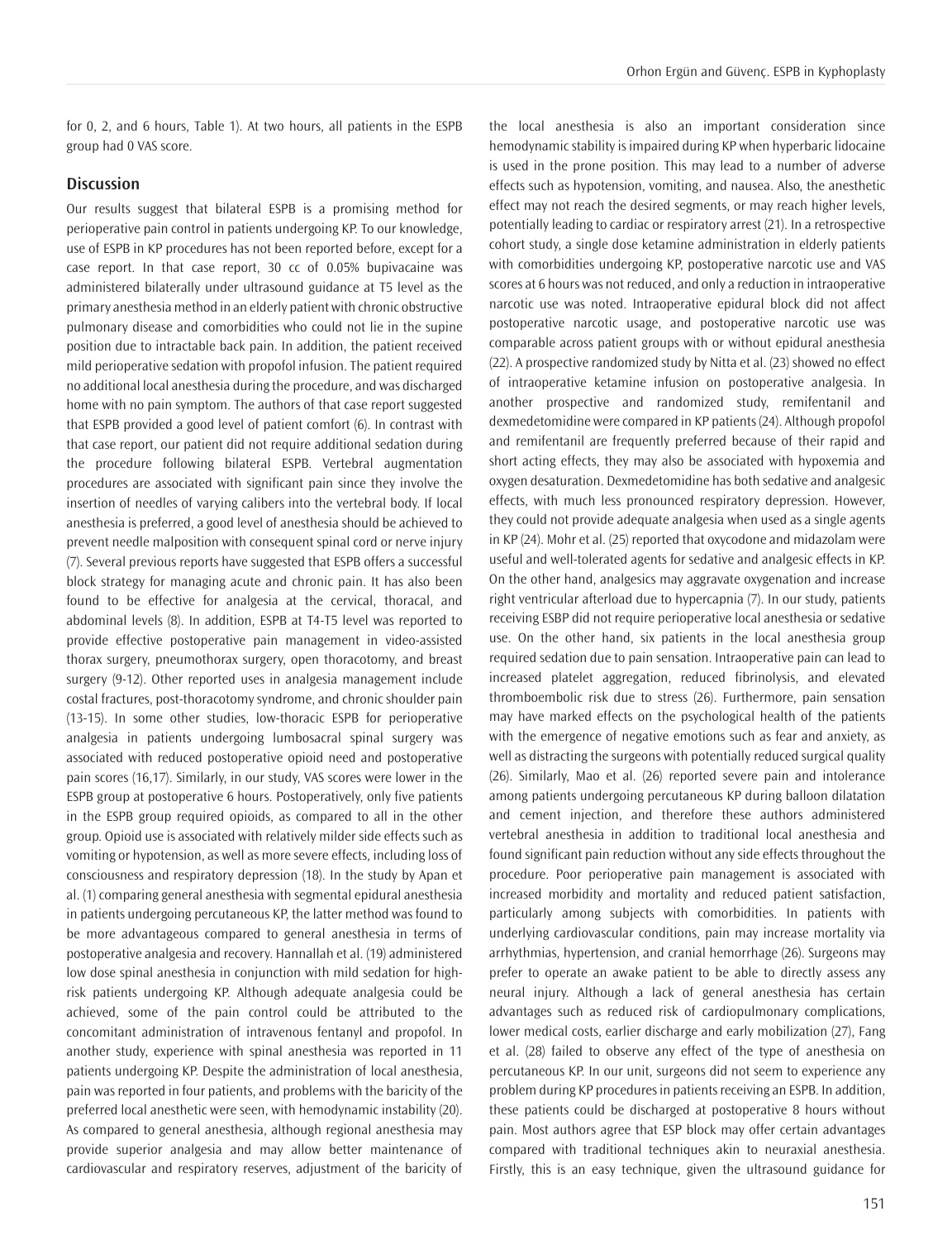for 0, 2, and 6 hours, Table 1). At two hours, all patients in the ESPB group had 0 VAS score.

## Discussion

Our results suggest that bilateral ESPB is a promising method for perioperative pain control in patients undergoing KP. To our knowledge, use of ESPB in KP procedures has not been reported before, except for a case report. In that case report, 30 cc of 0.05% bupivacaine was administered bilaterally under ultrasound guidance at T5 level as the primary anesthesia method in an elderly patient with chronic obstructive pulmonary disease and comorbidities who could not lie in the supine position due to intractable back pain. In addition, the patient received mild perioperative sedation with propofol infusion. The patient required no additional local anesthesia during the procedure, and was discharged home with no pain symptom. The authors of that case report suggested that ESPB provided a good level of patient comfort (6). In contrast with that case report, our patient did not require additional sedation during the procedure following bilateral ESPB. Vertebral augmentation procedures are associated with significant pain since they involve the insertion of needles of varying calibers into the vertebral body. If local anesthesia is preferred, a good level of anesthesia should be achieved to prevent needle malposition with consequent spinal cord or nerve injury (7). Several previous reports have suggested that ESPB offers a successful block strategy for managing acute and chronic pain. It has also been found to be effective for analgesia at the cervical, thoracal, and abdominal levels (8). In addition, ESPB at T4-T5 level was reported to provide effective postoperative pain management in video-assisted thorax surgery, pneumothorax surgery, open thoracotomy, and breast surgery (9-12). Other reported uses in analgesia management include costal fractures, post-thoracotomy syndrome, and chronic shoulder pain (13-15). In some other studies, low-thoracic ESPB for perioperative analgesia in patients undergoing lumbosacral spinal surgery was associated with reduced postoperative opioid need and postoperative pain scores (16,17). Similarly, in our study, VAS scores were lower in the ESPB group at postoperative 6 hours. Postoperatively, only five patients in the ESPB group required opioids, as compared to all in the other group. Opioid use is associated with relatively milder side effects such as vomiting or hypotension, as well as more severe effects, including loss of consciousness and respiratory depression (18). In the study by Apan et al. (1) comparing general anesthesia with segmental epidural anesthesia in patients undergoing percutaneous KP, the latter method was found to be more advantageous compared to general anesthesia in terms of postoperative analgesia and recovery. Hannallah et al. (19) administered low dose spinal anesthesia in conjunction with mild sedation for high-risk patients undergoing KP. Although adequate analgesia could be achieved, some of the pain control could be attributed to the concomitant administration of intravenous fentanyl and propofol. In another study, experience with spinal anesthesia was reported in 11 patients undergoing KP. Despite the administration of local anesthesia, pain was reported in four patients, and problems with the baricity of the preferred local anesthetic were seen, with hemodynamic instability (20). As compared to general anesthesia, although regional anesthesia may provide superior analgesia and may allow better maintenance of cardiovascular and respiratory reserves, adjustment of the baricity of the local anesthesia is also an important consideration since hemodynamic stability is impaired during KP when hyperbaric lidocaine is used in the prone position. This may lead to a number of adverse effects such as hypotension, vomiting, and nausea. Also, the anesthetic effect may not reach the desired segments, or may reach higher levels, potentially leading to cardiac or respiratory arrest (21). In a retrospective cohort study, a single dose ketamine administration in elderly patients with comorbidities undergoing KP, postoperative narcotic use and VAS scores at 6 hours was not reduced, and only a reduction in intraoperative narcotic use was noted. Intraoperative epidural block did not affect postoperative narcotic usage, and postoperative narcotic use was comparable across patient groups with or without epidural anesthesia (22). A prospective randomized study by Nitta et al. (23) showed no effect of intraoperative ketamine infusion on postoperative analgesia. In another prospective and randomized study, remifentanil and dexmedetomidine were compared in KP patients (24). Although propofol and remifentanil are frequently preferred because of their rapid and short acting effects, they may also be associated with hypoxemia and oxygen desaturation. Dexmedetomidine has both sedative and analgesic effects, with much less pronounced respiratory depression. However, they could not provide adequate analgesia when used as a single agents in KP (24). Mohr et al. (25) reported that oxycodone and midazolam were useful and well-tolerated agents for sedative and analgesic effects in KP. On the other hand, analgesics may aggravate oxygenation and increase right ventricular afterload due to hypercapnia (7). In our study, patients receiving ESBP did not require perioperative local anesthesia or sedative use. On the other hand, six patients in the local anesthesia group required sedation due to pain sensation. Intraoperative pain can lead to increased platelet aggregation, reduced fibrinolysis, and elevated thromboembolic risk due to stress (26). Furthermore, pain sensation may have marked effects on the psychological health of the patients with the emergence of negative emotions such as fear and anxiety, as well as distracting the surgeons with potentially reduced surgical quality (26). Similarly, Mao et al. (26) reported severe pain and intolerance among patients undergoing percutaneous KP during balloon dilatation and cement injection, and therefore these authors administered vertebral anesthesia in addition to traditional local anesthesia and found significant pain reduction without any side effects throughout the procedure. Poor perioperative pain management is associated with increased morbidity and mortality and reduced patient satisfaction, particularly among subjects with comorbidities. In patients with underlying cardiovascular conditions, pain may increase mortality via arrhythmias, hypertension, and cranial hemorrhage (26). Surgeons may prefer to operate an awake patient to be able to directly assess any neural injury. Although a lack of general anesthesia has certain advantages such as reduced risk of cardiopulmonary complications, lower medical costs, earlier discharge and early mobilization (27), Fang et al. (28) failed to observe any effect of the type of anesthesia on percutaneous KP. In our unit, surgeons did not seem to experience any problem during KP procedures in patients receiving an ESPB. In addition, these patients could be discharged at postoperative 8 hours without pain. Most authors agree that ESP block may offer certain advantages compared with traditional techniques akin to neuraxial anesthesia. Firstly, this is an easy technique, given the ultrasound guidance for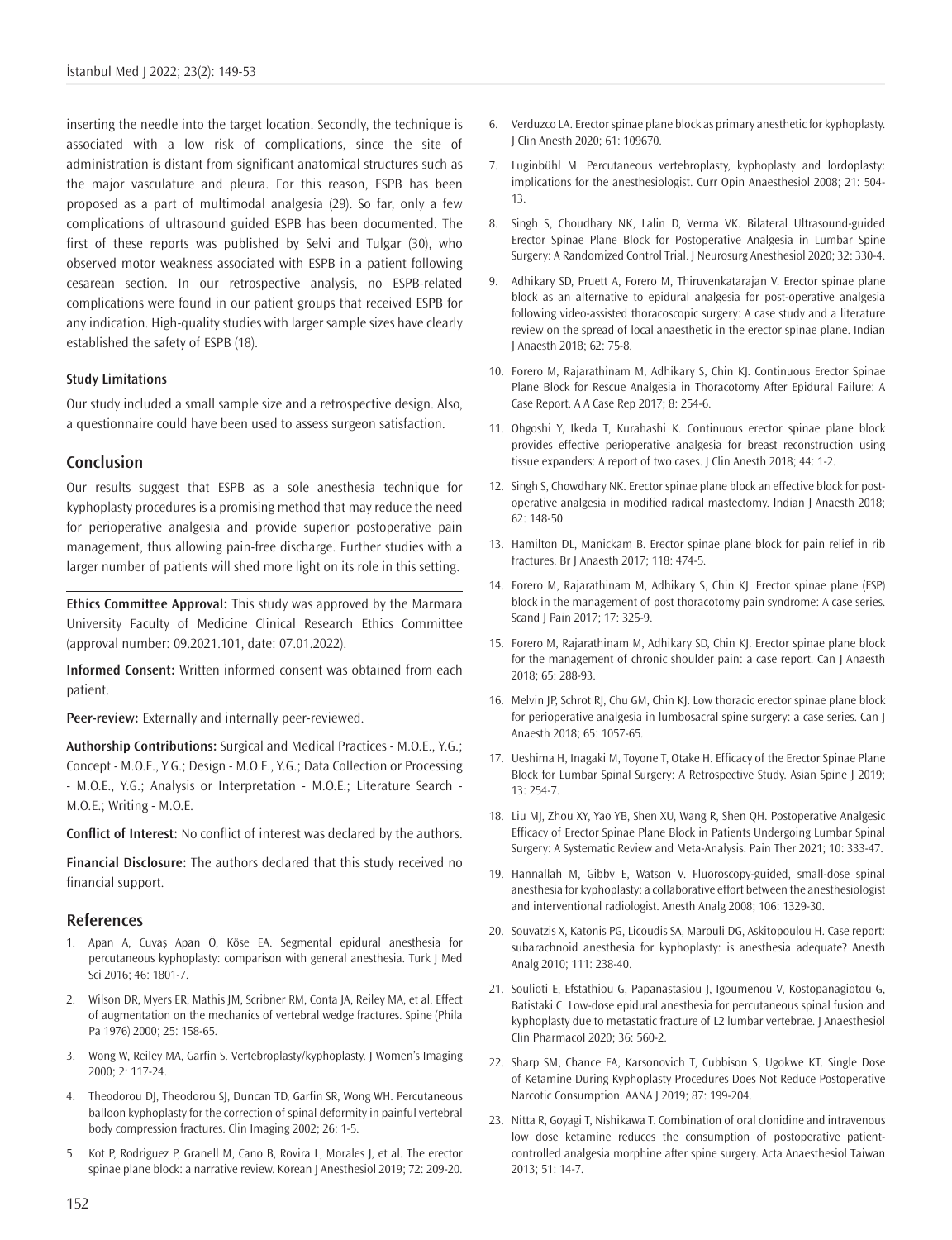inserting the needle into the target location. Secondly, the technique is associated with a low risk of complications, since the site of administration is distant from significant anatomical structures such as the major vasculature and pleura. For this reason, ESPB has been proposed as a part of multimodal analgesia (29). So far, only a few complications of ultrasound guided ESPB has been documented. The first of these reports was published by Selvi and Tulgar (30), who observed motor weakness associated with ESPB in a patient following cesarean section. In our retrospective analysis, no ESPB-related complications were found in our patient groups that received ESPB for any indication. High-quality studies with larger sample sizes have clearly established the safety of ESPB (18).

#### Study Limitations

Our study included a small sample size and a retrospective design. Also, a questionnaire could have been used to assess surgeon satisfaction.

## Conclusion

Our results suggest that ESPB as a sole anesthesia technique for kyphoplasty procedures is a promising method that may reduce the need for perioperative analgesia and provide superior postoperative pain management, thus allowing pain-free discharge. Further studies with a larger number of patients will shed more light on its role in this setting.

**Ethics Committee Approval:** This study was approved by the Marmara University Faculty of Medicine Clinical Research Ethics Committee (approval number: 09.2021.101, date: 07.01.2022).

**Informed Consent:** Written informed consent was obtained from each patient.

**Peer-review:** Externally and internally peer-reviewed.

**Authorship Contributions:** Surgical and Medical Practices - M.O.E., Y.G.; Concept - M.O.E., Y.G.; Design - M.O.E., Y.G.; Data Collection or Processing - M.O.E., Y.G.; Analysis or Interpretation - M.O.E.; Literature Search - M.O.E.; Writing - M.O.E.

**Conflict of Interest:** No conflict of interest was declared by the authors.

**Financial Disclosure:** The authors declared that this study received no financial support.

## References

1. Apan A, Cuvaş Apan Ö, Köse EA. Segmental epidural anesthesia for percutaneous kyphoplasty: comparison with general anesthesia. Turk J Med Sci 2016; 46: 1801-7.
2. Wilson DR, Myers ER, Mathis JM, Scribner RM, Conta JA, Reiley MA, et al. Effect of augmentation on the mechanics of vertebral wedge fractures. Spine (Phila Pa 1976) 2000; 25: 158-65.
3. Wong W, Reiley MA, Garfin S. Vertebroplasty/kyphoplasty. J Women's Imaging 2000; 2: 117-24.
4. Theodorou DJ, Theodorou SJ, Duncan TD, Garfin SR, Wong WH. Percutaneous balloon kyphoplasty for the correction of spinal deformity in painful vertebral body compression fractures. Clin Imaging 2002; 26: 1-5.
5. Kot P, Rodriguez P, Granell M, Cano B, Rovira L, Morales J, et al. The erector spinae plane block: a narrative review. Korean J Anesthesiol 2019; 72: 209-20.
6. Verduzco LA. Erector spinae plane block as primary anesthetic for kyphoplasty. J Clin Anesth 2020; 61: 109670.
7. Luginbühl M. Percutaneous vertebroplasty, kyphoplasty and lordoplasty: implications for the anesthesiologist. Curr Opin Anaesthesiol 2008; 21: 504-13.
8. Singh S, Choudhary NK, Lalin D, Verma VK. Bilateral Ultrasound-guided Erector Spinae Plane Block for Postoperative Analgesia in Lumbar Spine Surgery: A Randomized Control Trial. J Neurosurg Anesthesiol 2020; 32: 330-4.
9. Adhikary SD, Pruett A, Forero M, Thiruvenkatarajan V. Erector spinae plane block as an alternative to epidural analgesia for post-operative analgesia following video-assisted thoracoscopic surgery: A case study and a literature review on the spread of local anaesthetic in the erector spinae plane. Indian J Anaesth 2018; 62: 75-8.
10. Forero M, Rajarathinam M, Adhikary S, Chin KJ. Continuous Erector Spinae Plane Block for Rescue Analgesia in Thoracotomy After Epidural Failure: A Case Report. A A Case Rep 2017; 8: 254-6.
11. Ohgoshi Y, Ikeda T, Kurahashi K. Continuous erector spinae plane block provides effective perioperative analgesia for breast reconstruction using tissue expanders: A report of two cases. J Clin Anesth 2018; 44: 1-2.
12. Singh S, Chowdhary NK. Erector spinae plane block an effective block for post-operative analgesia in modified radical mastectomy. Indian J Anaesth 2018; 62: 148-50.
13. Hamilton DL, Manickam B. Erector spinae plane block for pain relief in rib fractures. Br J Anaesth 2017; 118: 474-5.
14. Forero M, Rajarathinam M, Adhikary S, Chin KJ. Erector spinae plane (ESP) block in the management of post thoracotomy pain syndrome: A case series. Scand J Pain 2017; 17: 325-9.
15. Forero M, Rajarathinam M, Adhikary SD, Chin KJ. Erector spinae plane block for the management of chronic shoulder pain: a case report. Can J Anaesth 2018; 65: 288-93.
16. Melvin JP, Schrot RJ, Chu GM, Chin KJ. Low thoracic erector spinae plane block for perioperative analgesia in lumbosacral spine surgery: a case series. Can J Anaesth 2018; 65: 1057-65.
17. Ueshima H, Inagaki M, Toyone T, Otake H. Efficacy of the Erector Spinae Plane Block for Lumbar Spinal Surgery: A Retrospective Study. Asian Spine J 2019; 13: 254-7.
18. Liu MJ, Zhou XY, Yao YB, Shen XU, Wang R, Shen QH. Postoperative Analgesic Efficacy of Erector Spinae Plane Block in Patients Undergoing Lumbar Spinal Surgery: A Systematic Review and Meta-Analysis. Pain Ther 2021; 10: 333-47.
19. Hannallah M, Gibby E, Watson V. Fluoroscopy-guided, small-dose spinal anesthesia for kyphoplasty: a collaborative effort between the anesthesiologist and interventional radiologist. Anesth Analg 2008; 106: 1329-30.
20. Souvatzis X, Katonis PG, Licoudis SA, Marouli DG, Askitopoulou H. Case report: subarachnoid anesthesia for kyphoplasty: is anesthesia adequate? Anesth Analg 2010; 111: 238-40.
21. Soulioti E, Efstathiou G, Papanastasiou J, Igoumenou V, Kostopanagiotou G, Batistaki C. Low-dose epidural anesthesia for percutaneous spinal fusion and kyphoplasty due to metastatic fracture of L2 lumbar vertebrae. J Anaesthesiol Clin Pharmacol 2020; 36: 560-2.
22. Sharp SM, Chance EA, Karsonovich T, Cubbison S, Ugokwe KT. Single Dose of Ketamine During Kyphoplasty Procedures Does Not Reduce Postoperative Narcotic Consumption. AANA J 2019; 87: 199-204.
23. Nitta R, Goyagi T, Nishikawa T. Combination of oral clonidine and intravenous low dose ketamine reduces the consumption of postoperative patient-controlled analgesia morphine after spine surgery. Acta Anaesthesiol Taiwan 2013; 51: 14-7.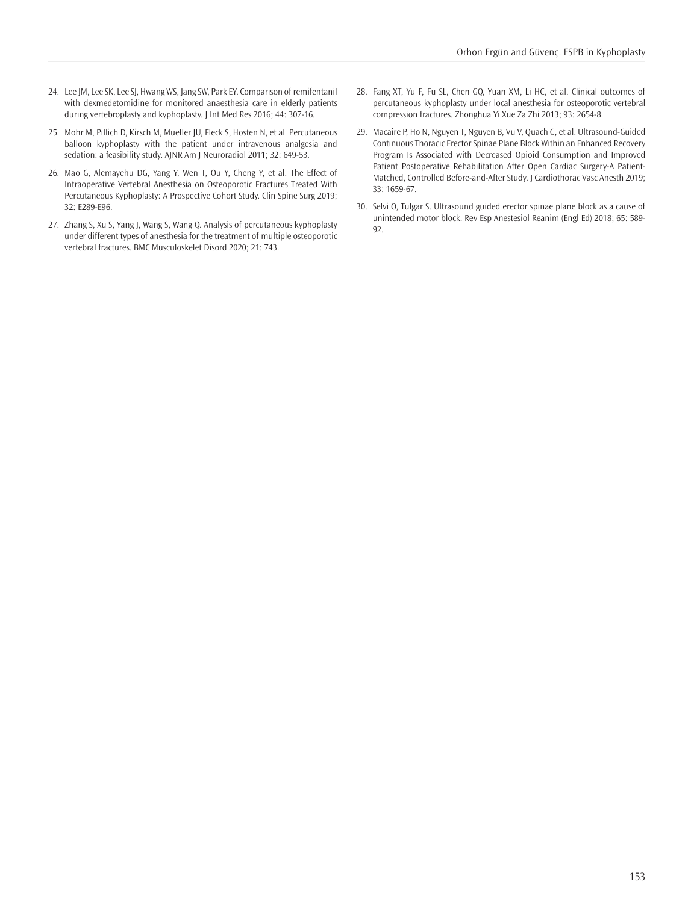24. Lee JM, Lee SK, Lee SJ, Hwang WS, Jang SW, Park EY. Comparison of remifentanil with dexmedetomidine for monitored anaesthesia care in elderly patients during vertebroplasty and kyphoplasty. J Int Med Res 2016; 44: 307-16.

25. Mohr M, Pillich D, Kirsch M, Mueller JU, Fleck S, Hosten N, et al. Percutaneous balloon kyphoplasty with the patient under intravenous analgesia and sedation: a feasibility study. AJNR Am J Neuroradiol 2011; 32: 649-53.

26. Mao G, Alemayehu DG, Yang Y, Wen T, Ou Y, Cheng Y, et al. The Effect of Intraoperative Vertebral Anesthesia on Osteoporotic Fractures Treated With Percutaneous Kyphoplasty: A Prospective Cohort Study. Clin Spine Surg 2019; 32: E289-E96.

27. Zhang S, Xu S, Yang J, Wang S, Wang Q. Analysis of percutaneous kyphoplasty under different types of anesthesia for the treatment of multiple osteoporotic vertebral fractures. BMC Musculoskelet Disord 2020; 21: 743.

28. Fang XT, Yu F, Fu SL, Chen GQ, Yuan XM, Li HC, et al. Clinical outcomes of percutaneous kyphoplasty under local anesthesia for osteoporotic vertebral compression fractures. Zhonghua Yi Xue Za Zhi 2013; 93: 2654-8.

29. Macaire P, Ho N, Nguyen T, Nguyen B, Vu V, Quach C, et al. Ultrasound-Guided Continuous Thoracic Erector Spinae Plane Block Within an Enhanced Recovery Program Is Associated with Decreased Opioid Consumption and Improved Patient Postoperative Rehabilitation After Open Cardiac Surgery-A Patient-Matched, Controlled Before-and-After Study. J Cardiothorac Vasc Anesth 2019; 33: 1659-67.

30. Selvi O, Tulgar S. Ultrasound guided erector spinae plane block as a cause of unintended motor block. Rev Esp Anestesiol Reanim (Engl Ed) 2018; 65: 589-92.